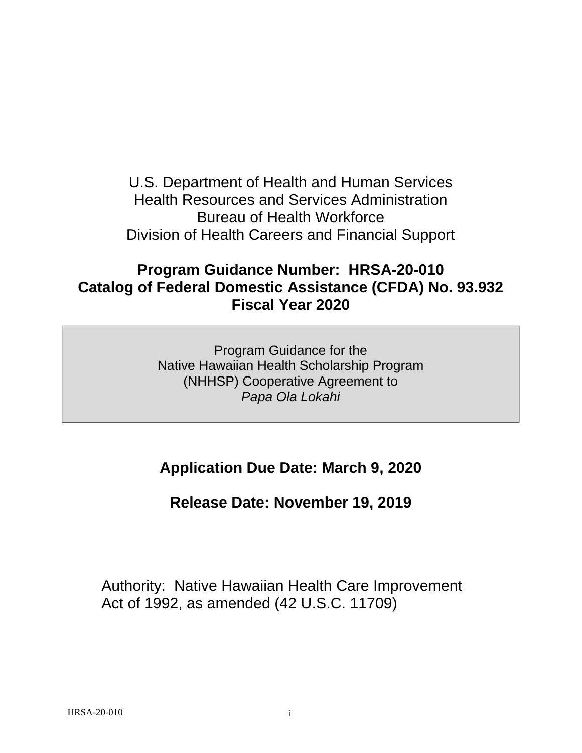U.S. Department of Health and Human Services
Health Resources and Services Administration
Bureau of Health Workforce
Division of Health Careers and Financial Support

**Program Guidance Number: HRSA-20-010**
**Catalog of Federal Domestic Assistance (CFDA) No. 93.932**
**Fiscal Year 2020**

Program Guidance for the
Native Hawaiian Health Scholarship Program
(NHHSP) Cooperative Agreement to
*Papa Ola Lokahi*

**Application Due Date: March 9, 2020**

**Release Date: November 19, 2019**

Authority: Native Hawaiian Health Care Improvement Act of 1992, as amended (42 U.S.C. 11709)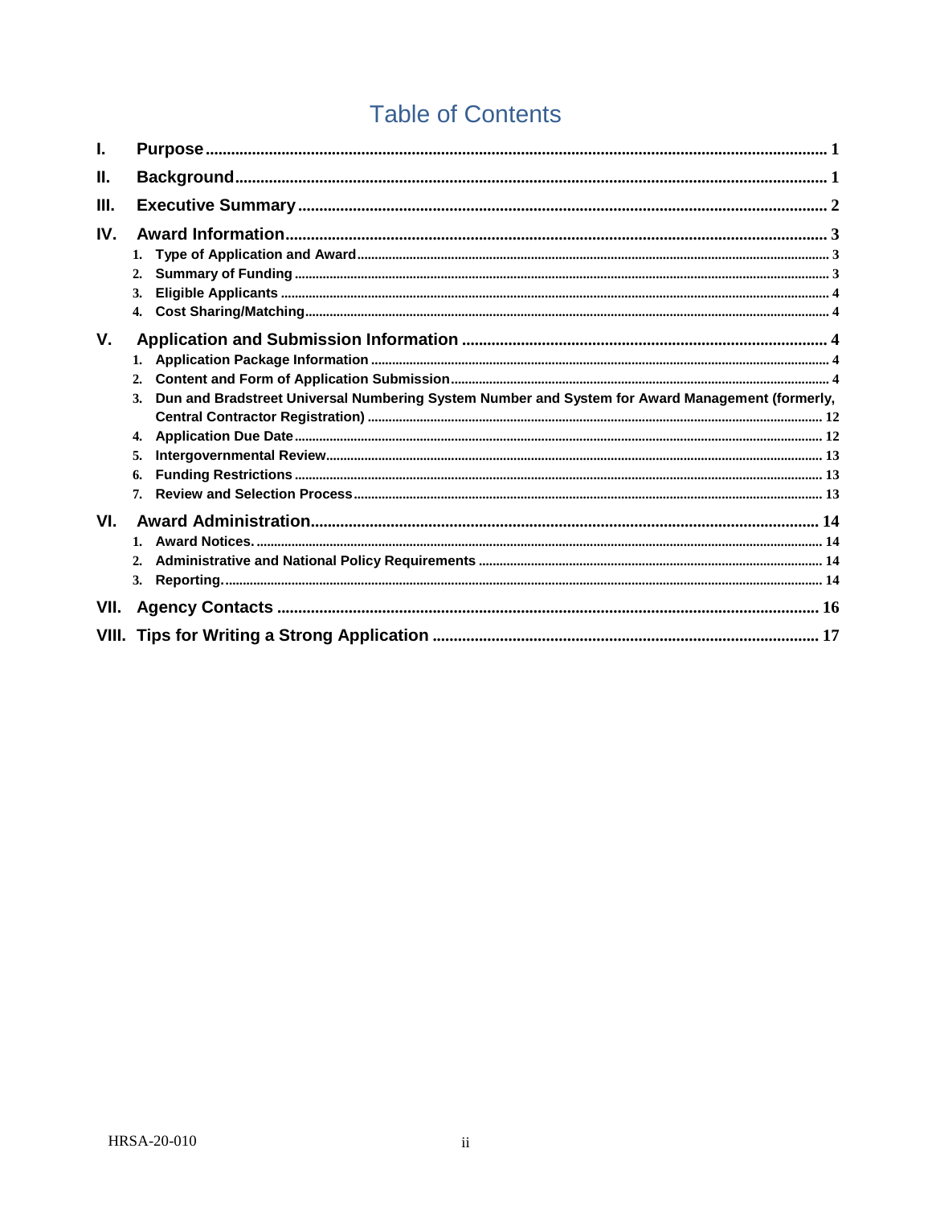# Table of Contents

- I. Purpose ..... 1
- II. Background ..... 1
- III. Executive Summary ..... 2
- IV. Award Information ..... 3
  1. Type of Application and Award ..... 3
  2. Summary of Funding ..... 3
  3. Eligible Applicants ..... 4
  4. Cost Sharing/Matching ..... 4
- V. Application and Submission Information ..... 4
  1. Application Package Information ..... 4
  2. Content and Form of Application Submission ..... 4
  3. Dun and Bradstreet Universal Numbering System Number and System for Award Management (formerly, Central Contractor Registration) ..... 12
  4. Application Due Date ..... 12
  5. Intergovernmental Review ..... 13
  6. Funding Restrictions ..... 13
  7. Review and Selection Process ..... 13
- VI. Award Administration ..... 14
  1. Award Notices. ..... 14
  2. Administrative and National Policy Requirements ..... 14
  3. Reporting. ..... 14
- VII. Agency Contacts ..... 16
- VIII. Tips for Writing a Strong Application ..... 17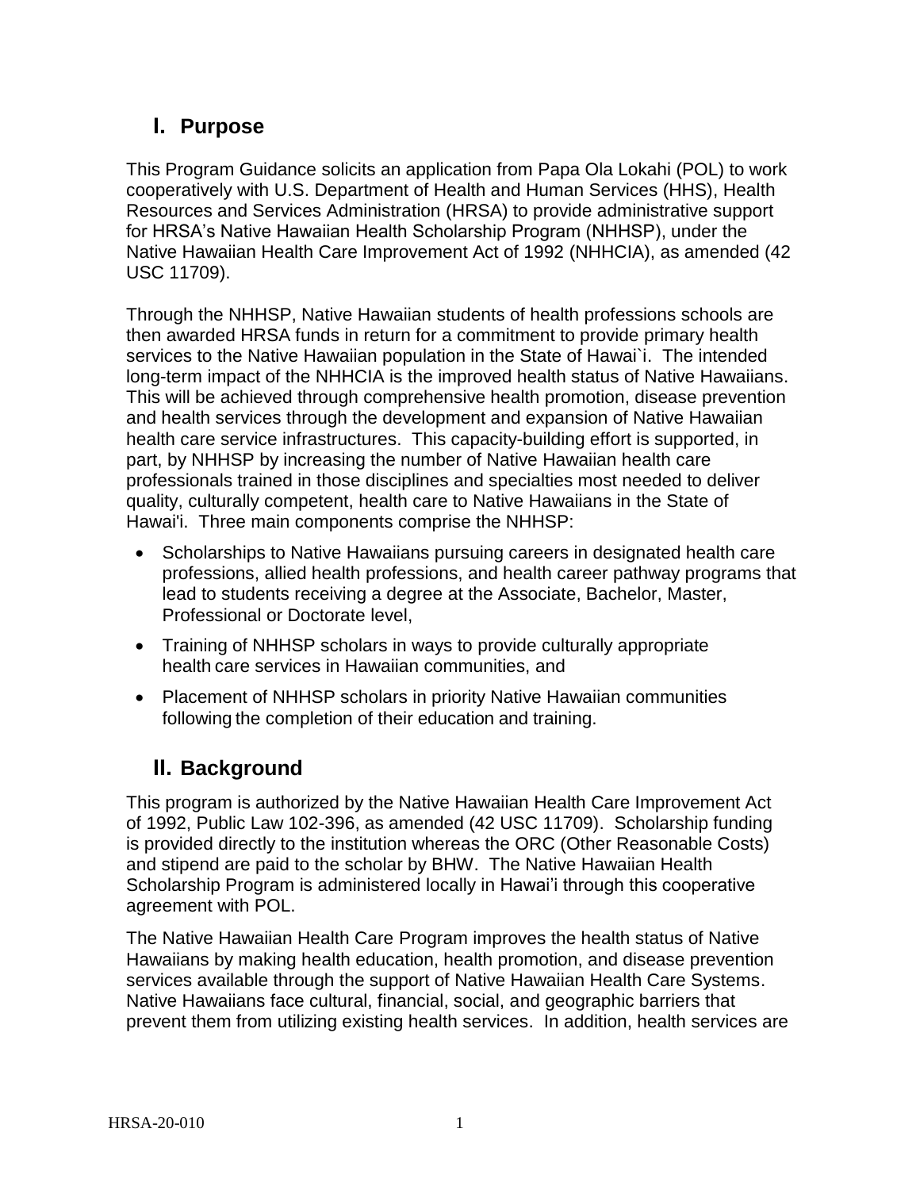## I. Purpose

This Program Guidance solicits an application from Papa Ola Lokahi (POL) to work cooperatively with U.S. Department of Health and Human Services (HHS), Health Resources and Services Administration (HRSA) to provide administrative support for HRSA's Native Hawaiian Health Scholarship Program (NHHSP), under the Native Hawaiian Health Care Improvement Act of 1992 (NHHCIA), as amended (42 USC 11709).

Through the NHHSP, Native Hawaiian students of health professions schools are then awarded HRSA funds in return for a commitment to provide primary health services to the Native Hawaiian population in the State of Hawai`i. The intended long-term impact of the NHHCIA is the improved health status of Native Hawaiians. This will be achieved through comprehensive health promotion, disease prevention and health services through the development and expansion of Native Hawaiian health care service infrastructures. This capacity-building effort is supported, in part, by NHHSP by increasing the number of Native Hawaiian health care professionals trained in those disciplines and specialties most needed to deliver quality, culturally competent, health care to Native Hawaiians in the State of Hawai'i. Three main components comprise the NHHSP:

- Scholarships to Native Hawaiians pursuing careers in designated health care professions, allied health professions, and health career pathway programs that lead to students receiving a degree at the Associate, Bachelor, Master, Professional or Doctorate level,
- Training of NHHSP scholars in ways to provide culturally appropriate health care services in Hawaiian communities, and
- Placement of NHHSP scholars in priority Native Hawaiian communities following the completion of their education and training.

## II. Background

This program is authorized by the Native Hawaiian Health Care Improvement Act of 1992, Public Law 102-396, as amended (42 USC 11709). Scholarship funding is provided directly to the institution whereas the ORC (Other Reasonable Costs) and stipend are paid to the scholar by BHW. The Native Hawaiian Health Scholarship Program is administered locally in Hawai'i through this cooperative agreement with POL.

The Native Hawaiian Health Care Program improves the health status of Native Hawaiians by making health education, health promotion, and disease prevention services available through the support of Native Hawaiian Health Care Systems. Native Hawaiians face cultural, financial, social, and geographic barriers that prevent them from utilizing existing health services. In addition, health services are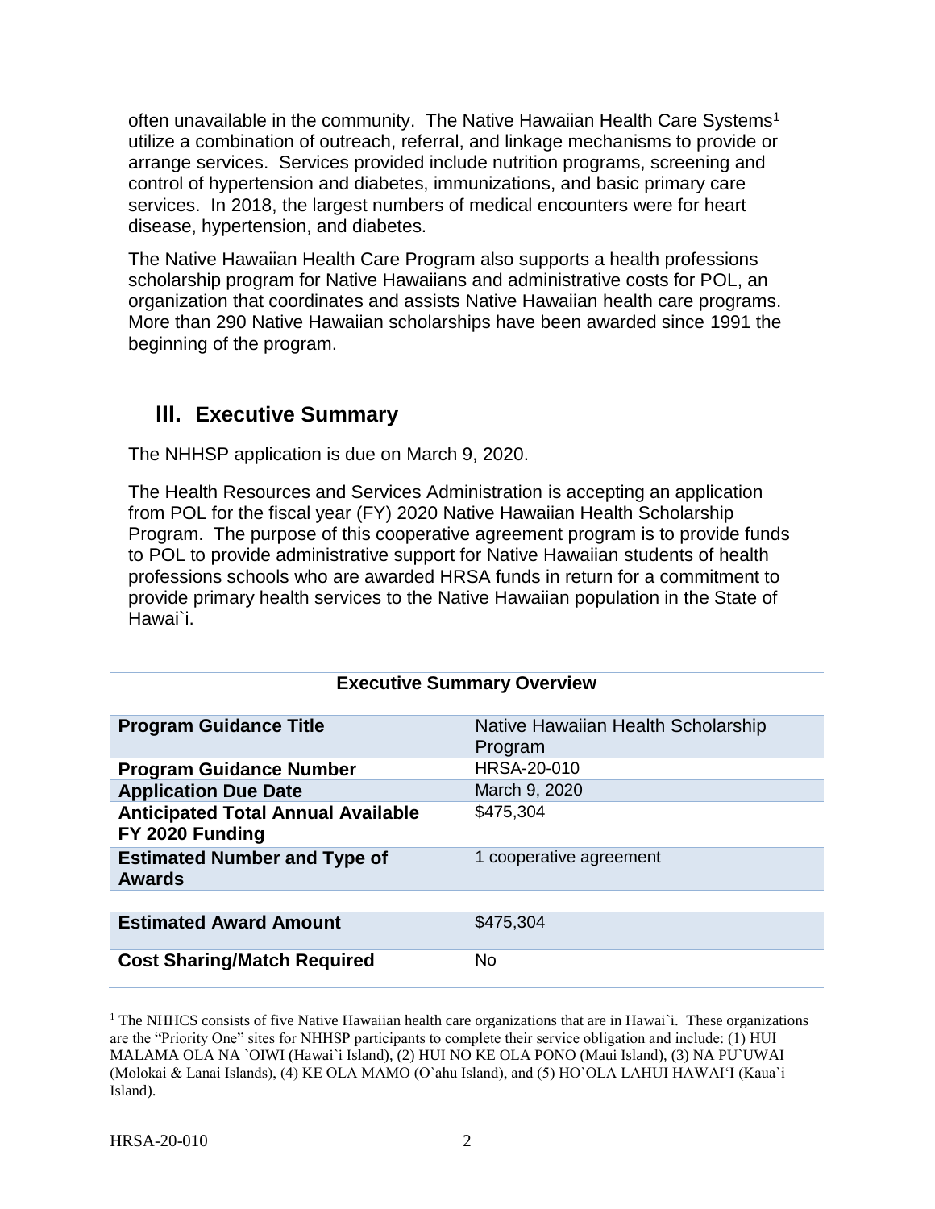often unavailable in the community. The Native Hawaiian Health Care Systems[1] utilize a combination of outreach, referral, and linkage mechanisms to provide or arrange services. Services provided include nutrition programs, screening and control of hypertension and diabetes, immunizations, and basic primary care services. In 2018, the largest numbers of medical encounters were for heart disease, hypertension, and diabetes.

The Native Hawaiian Health Care Program also supports a health professions scholarship program for Native Hawaiians and administrative costs for POL, an organization that coordinates and assists Native Hawaiian health care programs. More than 290 Native Hawaiian scholarships have been awarded since 1991 the beginning of the program.

## III. Executive Summary

The NHHSP application is due on March 9, 2020.

The Health Resources and Services Administration is accepting an application from POL for the fiscal year (FY) 2020 Native Hawaiian Health Scholarship Program. The purpose of this cooperative agreement program is to provide funds to POL to provide administrative support for Native Hawaiian students of health professions schools who are awarded HRSA funds in return for a commitment to provide primary health services to the Native Hawaiian population in the State of Hawai`i.

**Executive Summary Overview**

| | |
|---|---|
| **Program Guidance Title** | Native Hawaiian Health Scholarship Program |
| **Program Guidance Number** | HRSA-20-010 |
| **Application Due Date** | March 9, 2020 |
| **Anticipated Total Annual Available FY 2020 Funding** | $475,304 |
| **Estimated Number and Type of Awards** | 1 cooperative agreement |
| **Estimated Award Amount** | $475,304 |
| **Cost Sharing/Match Required** | No |

[1] The NHHCS consists of five Native Hawaiian health care organizations that are in Hawai`i. These organizations are the "Priority One" sites for NHHSP participants to complete their service obligation and include: (1) HUI MALAMA OLA NA `OIWI (Hawai`i Island), (2) HUI NO KE OLA PONO (Maui Island), (3) NA PU`UWAI (Molokai & Lanai Islands), (4) KE OLA MAMO (O`ahu Island), and (5) HO`OLA LAHUI HAWAI'I (Kaua`i Island).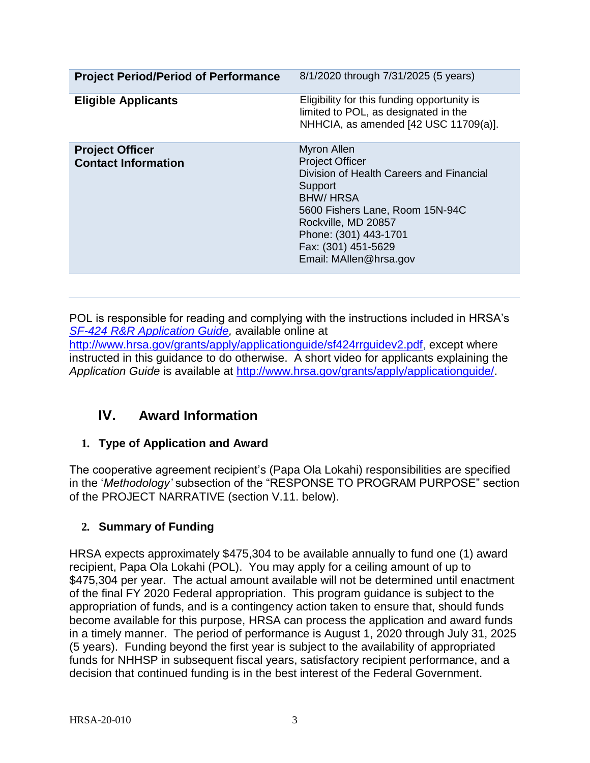| Project Period/Period of Performance | 8/1/2020 through 7/31/2025 (5 years) |
| --- | --- |
| **Eligible Applicants** | Eligibility for this funding opportunity is limited to POL, as designated in the NHHCIA, as amended [42 USC 11709(a)]. |
| **Project Officer Contact Information** | Myron Allen<br>Project Officer<br>Division of Health Careers and Financial Support<br>BHW/ HRSA<br>5600 Fishers Lane, Room 15N-94C<br>Rockville, MD 20857<br>Phone: (301) 443-1701<br>Fax: (301) 451-5629<br>Email: MAllen@hrsa.gov |

POL is responsible for reading and complying with the instructions included in HRSA's *SF-424 R&R Application Guide,* available online at http://www.hrsa.gov/grants/apply/applicationguide/sf424rrguidev2.pdf, except where instructed in this guidance to do otherwise. A short video for applicants explaining the *Application Guide* is available at http://www.hrsa.gov/grants/apply/applicationguide/.

## IV. Award Information

### 1. Type of Application and Award

The cooperative agreement recipient's (Papa Ola Lokahi) responsibilities are specified in the '*Methodology'* subsection of the "RESPONSE TO PROGRAM PURPOSE" section of the PROJECT NARRATIVE (section V.11. below).

### 2. Summary of Funding

HRSA expects approximately $475,304 to be available annually to fund one (1) award recipient, Papa Ola Lokahi (POL). You may apply for a ceiling amount of up to $475,304 per year. The actual amount available will not be determined until enactment of the final FY 2020 Federal appropriation. This program guidance is subject to the appropriation of funds, and is a contingency action taken to ensure that, should funds become available for this purpose, HRSA can process the application and award funds in a timely manner. The period of performance is August 1, 2020 through July 31, 2025 (5 years). Funding beyond the first year is subject to the availability of appropriated funds for NHHSP in subsequent fiscal years, satisfactory recipient performance, and a decision that continued funding is in the best interest of the Federal Government.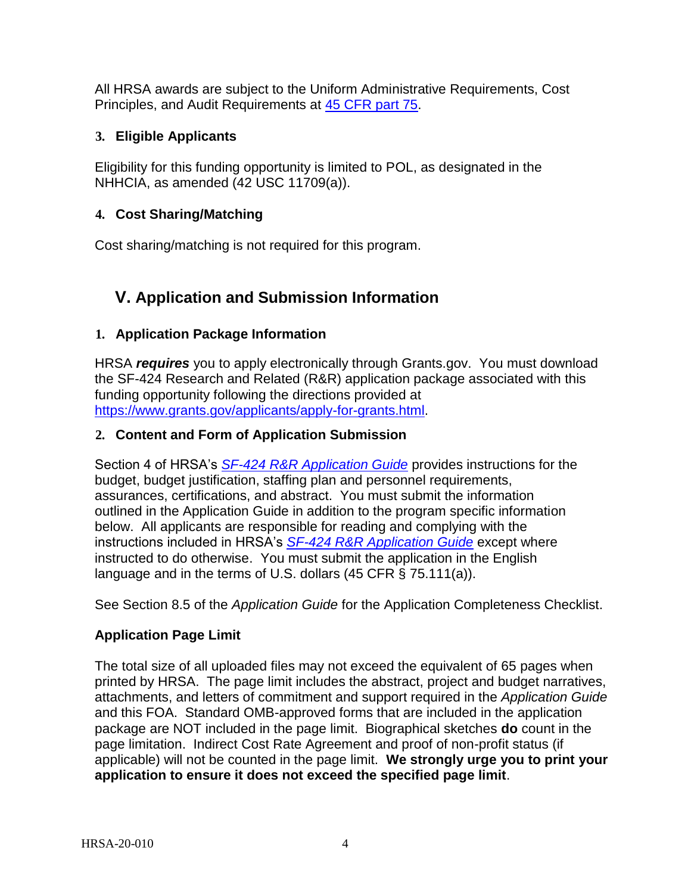All HRSA awards are subject to the Uniform Administrative Requirements, Cost Principles, and Audit Requirements at [45 CFR part 75](#).

### 3. Eligible Applicants

Eligibility for this funding opportunity is limited to POL, as designated in the NHHCIA, as amended (42 USC 11709(a)).

### 4. Cost Sharing/Matching

Cost sharing/matching is not required for this program.

## V. Application and Submission Information

### 1. Application Package Information

HRSA ***requires*** you to apply electronically through Grants.gov. You must download the SF-424 Research and Related (R&R) application package associated with this funding opportunity following the directions provided at https://www.grants.gov/applicants/apply-for-grants.html.

### 2. Content and Form of Application Submission

Section 4 of HRSA's *SF-424 R&R Application Guide* provides instructions for the budget, budget justification, staffing plan and personnel requirements, assurances, certifications, and abstract. You must submit the information outlined in the Application Guide in addition to the program specific information below. All applicants are responsible for reading and complying with the instructions included in HRSA's *SF-424 R&R Application Guide* except where instructed to do otherwise. You must submit the application in the English language and in the terms of U.S. dollars (45 CFR § 75.111(a)).

See Section 8.5 of the *Application Guide* for the Application Completeness Checklist.

**Application Page Limit**

The total size of all uploaded files may not exceed the equivalent of 65 pages when printed by HRSA. The page limit includes the abstract, project and budget narratives, attachments, and letters of commitment and support required in the *Application Guide* and this FOA. Standard OMB-approved forms that are included in the application package are NOT included in the page limit. Biographical sketches **do** count in the page limitation. Indirect Cost Rate Agreement and proof of non-profit status (if applicable) will not be counted in the page limit. **We strongly urge you to print your application to ensure it does not exceed the specified page limit**.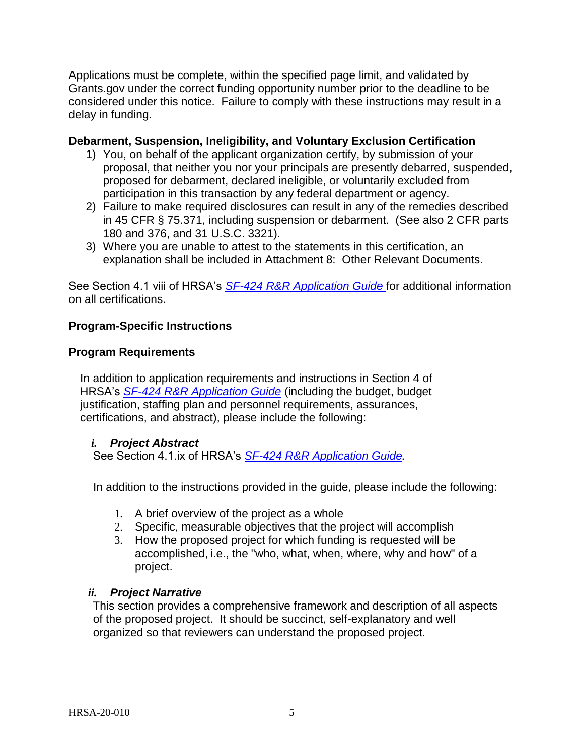Applications must be complete, within the specified page limit, and validated by Grants.gov under the correct funding opportunity number prior to the deadline to be considered under this notice. Failure to comply with these instructions may result in a delay in funding.

**Debarment, Suspension, Ineligibility, and Voluntary Exclusion Certification**

1) You, on behalf of the applicant organization certify, by submission of your proposal, that neither you nor your principals are presently debarred, suspended, proposed for debarment, declared ineligible, or voluntarily excluded from participation in this transaction by any federal department or agency.
2) Failure to make required disclosures can result in any of the remedies described in 45 CFR § 75.371, including suspension or debarment. (See also 2 CFR parts 180 and 376, and 31 U.S.C. 3321).
3) Where you are unable to attest to the statements in this certification, an explanation shall be included in Attachment 8: Other Relevant Documents.

See Section 4.1 viii of HRSA's *SF-424 R&R Application Guide* for additional information on all certifications.

**Program-Specific Instructions**

**Program Requirements**

In addition to application requirements and instructions in Section 4 of HRSA's *SF-424 R&R Application Guide* (including the budget, budget justification, staffing plan and personnel requirements, assurances, certifications, and abstract), please include the following:

***i. Project Abstract***

See Section 4.1.ix of HRSA's *SF-424 R&R Application Guide*.

In addition to the instructions provided in the guide, please include the following:

1. A brief overview of the project as a whole
2. Specific, measurable objectives that the project will accomplish
3. How the proposed project for which funding is requested will be accomplished, i.e., the "who, what, when, where, why and how" of a project.

***ii. Project Narrative***

This section provides a comprehensive framework and description of all aspects of the proposed project. It should be succinct, self-explanatory and well organized so that reviewers can understand the proposed project.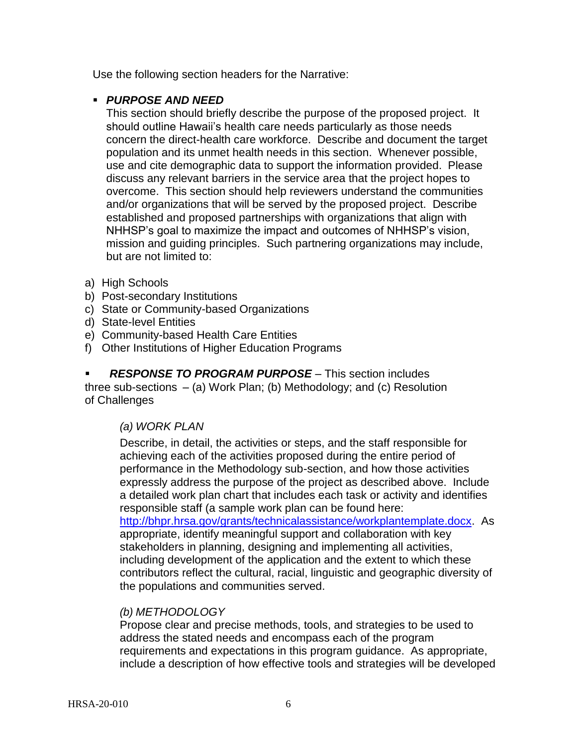Use the following section headers for the Narrative:

- ***PURPOSE AND NEED***

  This section should briefly describe the purpose of the proposed project. It should outline Hawaii's health care needs particularly as those needs concern the direct-health care workforce. Describe and document the target population and its unmet health needs in this section. Whenever possible, use and cite demographic data to support the information provided. Please discuss any relevant barriers in the service area that the project hopes to overcome. This section should help reviewers understand the communities and/or organizations that will be served by the proposed project. Describe established and proposed partnerships with organizations that align with NHHSP's goal to maximize the impact and outcomes of NHHSP's vision, mission and guiding principles. Such partnering organizations may include, but are not limited to:

a) High Schools
b) Post-secondary Institutions
c) State or Community-based Organizations
d) State-level Entities
e) Community-based Health Care Entities
f) Other Institutions of Higher Education Programs

- ***RESPONSE TO PROGRAM PURPOSE*** – This section includes three sub-sections – (a) Work Plan; (b) Methodology; and (c) Resolution of Challenges

  *(a) WORK PLAN*

  Describe, in detail, the activities or steps, and the staff responsible for achieving each of the activities proposed during the entire period of performance in the Methodology sub-section, and how those activities expressly address the purpose of the project as described above. Include a detailed work plan chart that includes each task or activity and identifies responsible staff (a sample work plan can be found here: [http://bhpr.hrsa.gov/grants/technicalassistance/workplantemplate.docx](http://bhpr.hrsa.gov/grants/technicalassistance/workplantemplate.docx). As appropriate, identify meaningful support and collaboration with key stakeholders in planning, designing and implementing all activities, including development of the application and the extent to which these contributors reflect the cultural, racial, linguistic and geographic diversity of the populations and communities served.

  *(b) METHODOLOGY*

  Propose clear and precise methods, tools, and strategies to be used to address the stated needs and encompass each of the program requirements and expectations in this program guidance. As appropriate, include a description of how effective tools and strategies will be developed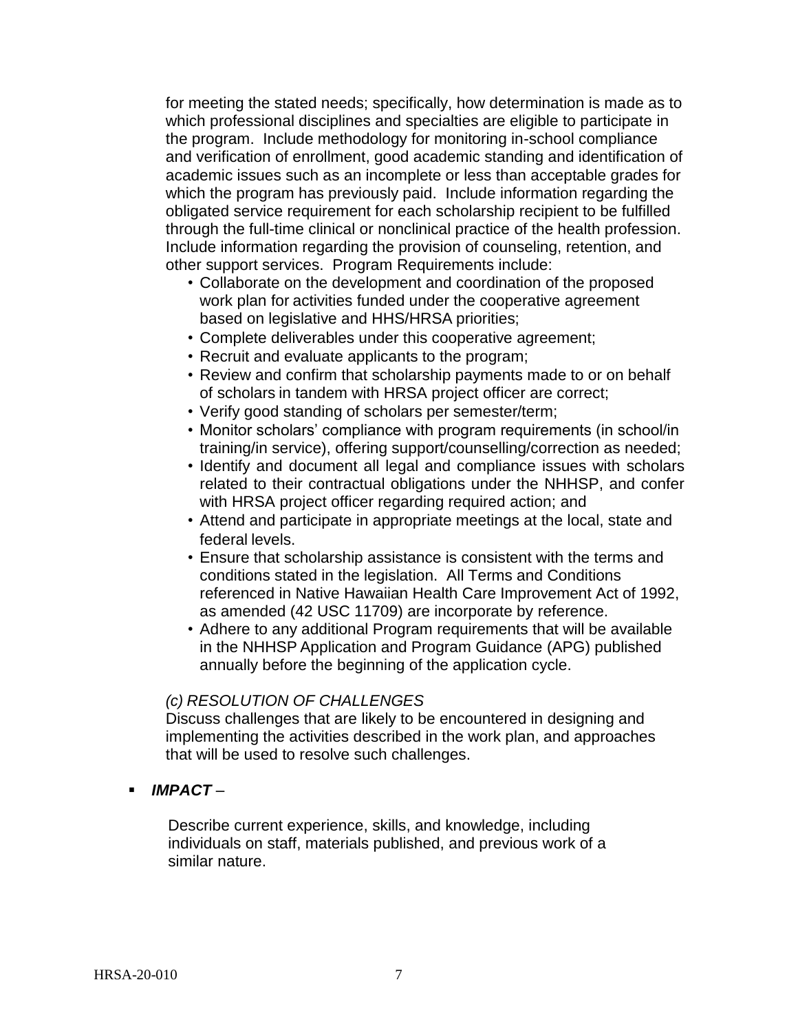for meeting the stated needs; specifically, how determination is made as to which professional disciplines and specialties are eligible to participate in the program. Include methodology for monitoring in-school compliance and verification of enrollment, good academic standing and identification of academic issues such as an incomplete or less than acceptable grades for which the program has previously paid. Include information regarding the obligated service requirement for each scholarship recipient to be fulfilled through the full-time clinical or nonclinical practice of the health profession. Include information regarding the provision of counseling, retention, and other support services. Program Requirements include:

- Collaborate on the development and coordination of the proposed work plan for activities funded under the cooperative agreement based on legislative and HHS/HRSA priorities;
- Complete deliverables under this cooperative agreement;
- Recruit and evaluate applicants to the program;
- Review and confirm that scholarship payments made to or on behalf of scholars in tandem with HRSA project officer are correct;
- Verify good standing of scholars per semester/term;
- Monitor scholars' compliance with program requirements (in school/in training/in service), offering support/counselling/correction as needed;
- Identify and document all legal and compliance issues with scholars related to their contractual obligations under the NHHSP, and confer with HRSA project officer regarding required action; and
- Attend and participate in appropriate meetings at the local, state and federal levels.
- Ensure that scholarship assistance is consistent with the terms and conditions stated in the legislation. All Terms and Conditions referenced in Native Hawaiian Health Care Improvement Act of 1992, as amended (42 USC 11709) are incorporate by reference.
- Adhere to any additional Program requirements that will be available in the NHHSP Application and Program Guidance (APG) published annually before the beginning of the application cycle.

*(c) RESOLUTION OF CHALLENGES*

Discuss challenges that are likely to be encountered in designing and implementing the activities described in the work plan, and approaches that will be used to resolve such challenges.

- ***IMPACT*** –

  Describe current experience, skills, and knowledge, including individuals on staff, materials published, and previous work of a similar nature.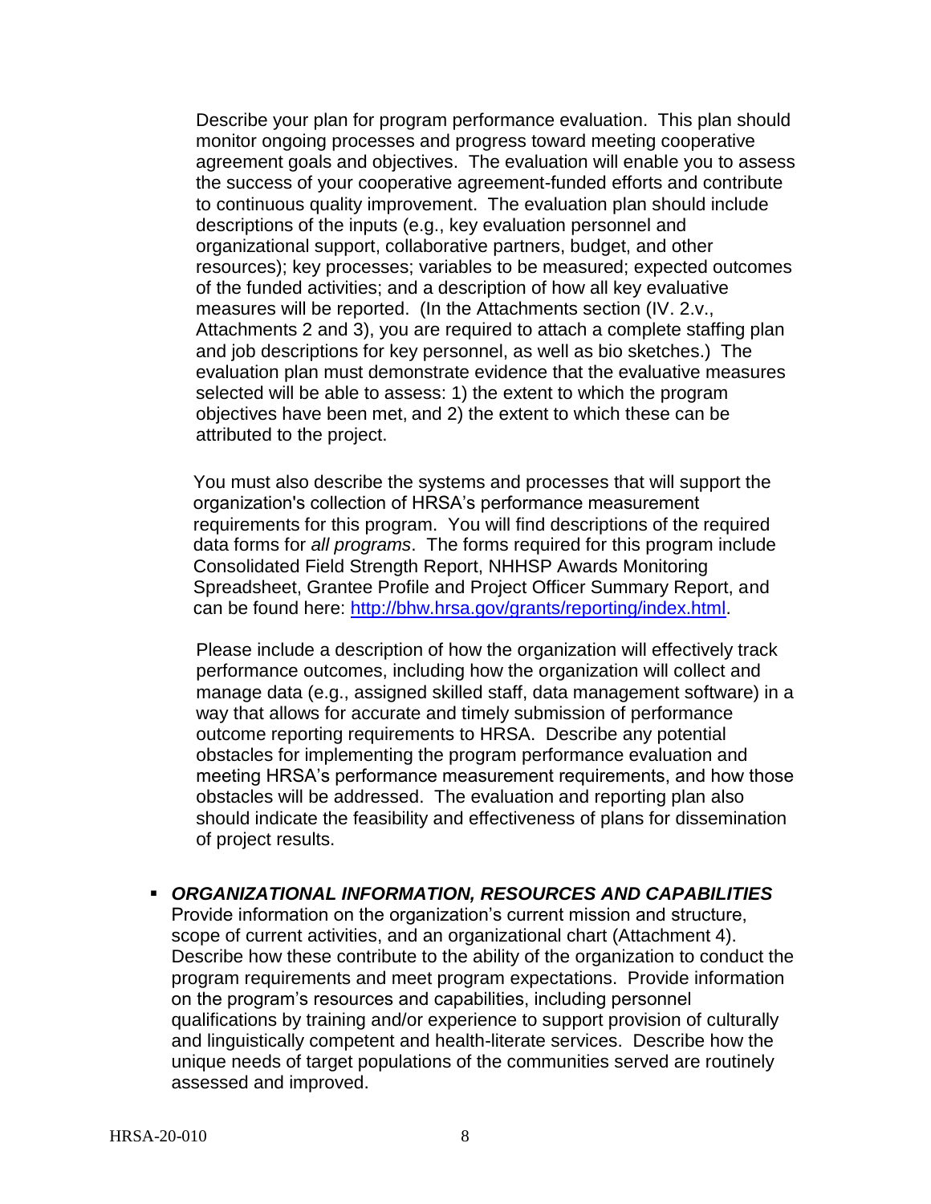Describe your plan for program performance evaluation. This plan should monitor ongoing processes and progress toward meeting cooperative agreement goals and objectives. The evaluation will enable you to assess the success of your cooperative agreement-funded efforts and contribute to continuous quality improvement. The evaluation plan should include descriptions of the inputs (e.g., key evaluation personnel and organizational support, collaborative partners, budget, and other resources); key processes; variables to be measured; expected outcomes of the funded activities; and a description of how all key evaluative measures will be reported. (In the Attachments section (IV. 2.v., Attachments 2 and 3), you are required to attach a complete staffing plan and job descriptions for key personnel, as well as bio sketches.) The evaluation plan must demonstrate evidence that the evaluative measures selected will be able to assess: 1) the extent to which the program objectives have been met, and 2) the extent to which these can be attributed to the project.

You must also describe the systems and processes that will support the organization's collection of HRSA's performance measurement requirements for this program. You will find descriptions of the required data forms for *all programs*. The forms required for this program include Consolidated Field Strength Report, NHHSP Awards Monitoring Spreadsheet, Grantee Profile and Project Officer Summary Report, and can be found here: [http://bhw.hrsa.gov/grants/reporting/index.html](http://bhw.hrsa.gov/grants/reporting/index.html).

Please include a description of how the organization will effectively track performance outcomes, including how the organization will collect and manage data (e.g., assigned skilled staff, data management software) in a way that allows for accurate and timely submission of performance outcome reporting requirements to HRSA. Describe any potential obstacles for implementing the program performance evaluation and meeting HRSA's performance measurement requirements, and how those obstacles will be addressed. The evaluation and reporting plan also should indicate the feasibility and effectiveness of plans for dissemination of project results.

- ***ORGANIZATIONAL INFORMATION, RESOURCES AND CAPABILITIES***
  Provide information on the organization's current mission and structure, scope of current activities, and an organizational chart (Attachment 4). Describe how these contribute to the ability of the organization to conduct the program requirements and meet program expectations. Provide information on the program's resources and capabilities, including personnel qualifications by training and/or experience to support provision of culturally and linguistically competent and health-literate services. Describe how the unique needs of target populations of the communities served are routinely assessed and improved.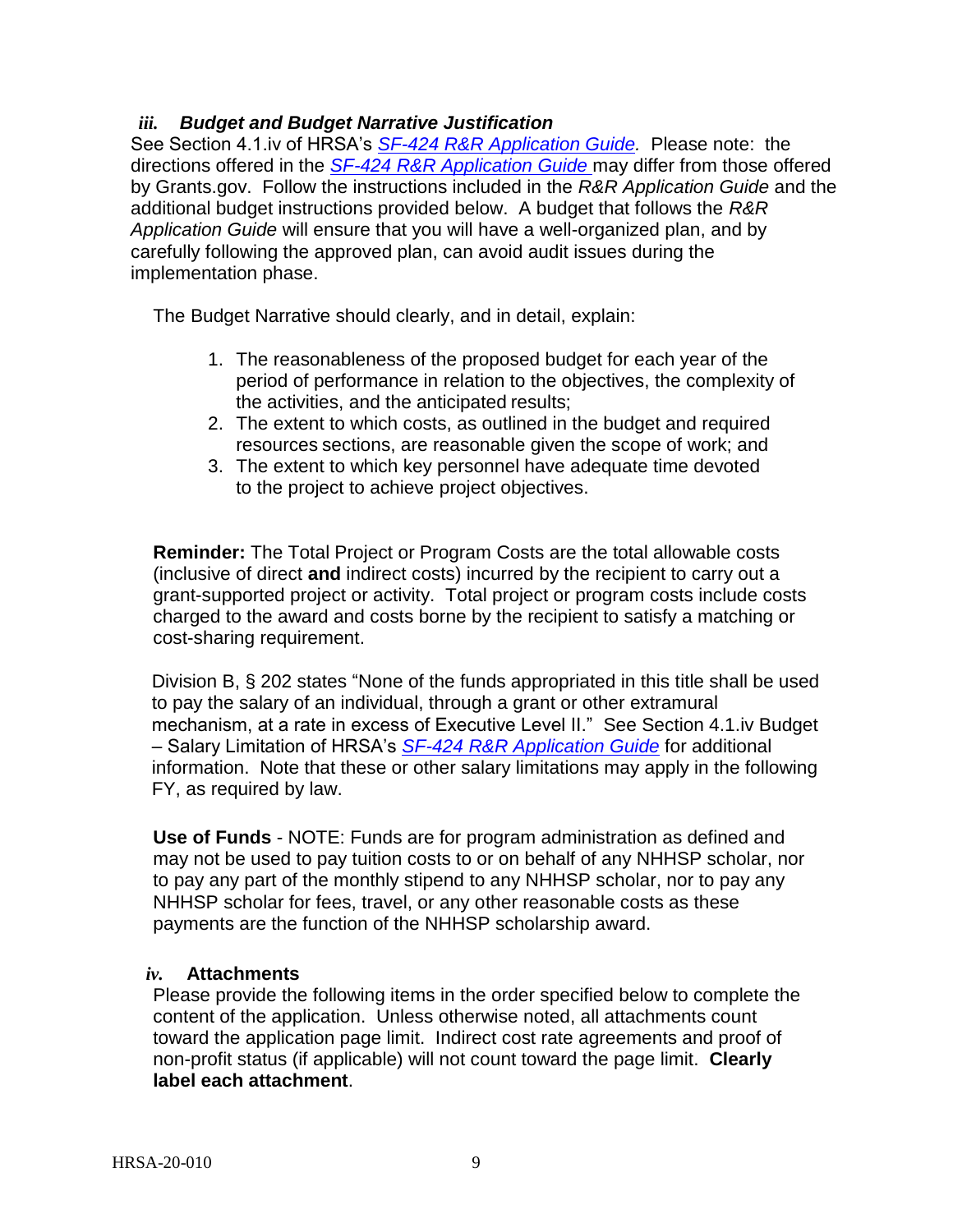### *iii. Budget and Budget Narrative Justification*

See Section 4.1.iv of HRSA's *SF-424 R&R Application Guide.* Please note: the directions offered in the *SF-424 R&R Application Guide* may differ from those offered by Grants.gov. Follow the instructions included in the *R&R Application Guide* and the additional budget instructions provided below. A budget that follows the *R&R Application Guide* will ensure that you will have a well-organized plan, and by carefully following the approved plan, can avoid audit issues during the implementation phase.

The Budget Narrative should clearly, and in detail, explain:

1. The reasonableness of the proposed budget for each year of the period of performance in relation to the objectives, the complexity of the activities, and the anticipated results;
2. The extent to which costs, as outlined in the budget and required resources sections, are reasonable given the scope of work; and
3. The extent to which key personnel have adequate time devoted to the project to achieve project objectives.

**Reminder:** The Total Project or Program Costs are the total allowable costs (inclusive of direct **and** indirect costs) incurred by the recipient to carry out a grant-supported project or activity. Total project or program costs include costs charged to the award and costs borne by the recipient to satisfy a matching or cost-sharing requirement.

Division B, § 202 states "None of the funds appropriated in this title shall be used to pay the salary of an individual, through a grant or other extramural mechanism, at a rate in excess of Executive Level II." See Section 4.1.iv Budget – Salary Limitation of HRSA's *SF-424 R&R Application Guide* for additional information. Note that these or other salary limitations may apply in the following FY, as required by law.

**Use of Funds** - NOTE: Funds are for program administration as defined and may not be used to pay tuition costs to or on behalf of any NHHSP scholar, nor to pay any part of the monthly stipend to any NHHSP scholar, nor to pay any NHHSP scholar for fees, travel, or any other reasonable costs as these payments are the function of the NHHSP scholarship award.

### *iv.* Attachments

Please provide the following items in the order specified below to complete the content of the application. Unless otherwise noted, all attachments count toward the application page limit. Indirect cost rate agreements and proof of non-profit status (if applicable) will not count toward the page limit. **Clearly label each attachment**.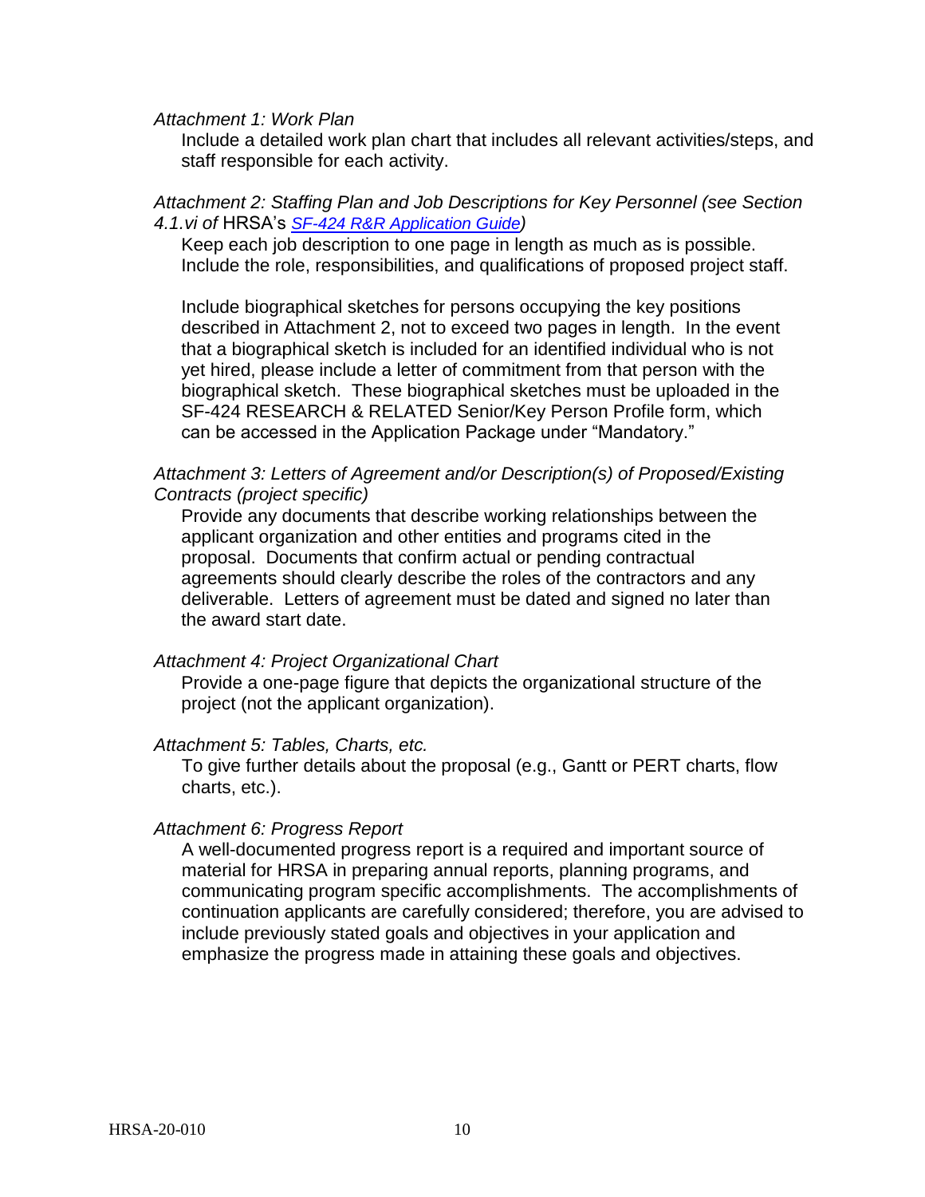*Attachment 1: Work Plan*

Include a detailed work plan chart that includes all relevant activities/steps, and staff responsible for each activity.

*Attachment 2: Staffing Plan and Job Descriptions for Key Personnel (see Section 4.1.vi of* HRSA's *[SF-424 R&R Application Guide](SF-424 R&R Application Guide))*

Keep each job description to one page in length as much as is possible. Include the role, responsibilities, and qualifications of proposed project staff.

Include biographical sketches for persons occupying the key positions described in Attachment 2, not to exceed two pages in length. In the event that a biographical sketch is included for an identified individual who is not yet hired, please include a letter of commitment from that person with the biographical sketch. These biographical sketches must be uploaded in the SF-424 RESEARCH & RELATED Senior/Key Person Profile form, which can be accessed in the Application Package under "Mandatory."

*Attachment 3: Letters of Agreement and/or Description(s) of Proposed/Existing Contracts (project specific)*

Provide any documents that describe working relationships between the applicant organization and other entities and programs cited in the proposal. Documents that confirm actual or pending contractual agreements should clearly describe the roles of the contractors and any deliverable. Letters of agreement must be dated and signed no later than the award start date.

*Attachment 4: Project Organizational Chart*

Provide a one-page figure that depicts the organizational structure of the project (not the applicant organization).

*Attachment 5: Tables, Charts, etc.*

To give further details about the proposal (e.g., Gantt or PERT charts, flow charts, etc.).

*Attachment 6: Progress Report*

A well-documented progress report is a required and important source of material for HRSA in preparing annual reports, planning programs, and communicating program specific accomplishments. The accomplishments of continuation applicants are carefully considered; therefore, you are advised to include previously stated goals and objectives in your application and emphasize the progress made in attaining these goals and objectives.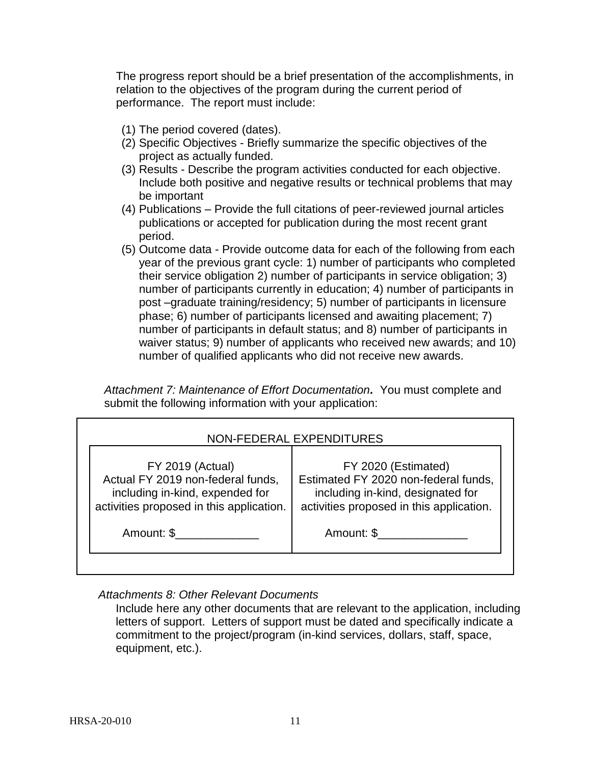The progress report should be a brief presentation of the accomplishments, in relation to the objectives of the program during the current period of performance. The report must include:

(1) The period covered (dates).
(2) Specific Objectives - Briefly summarize the specific objectives of the project as actually funded.
(3) Results - Describe the program activities conducted for each objective. Include both positive and negative results or technical problems that may be important
(4) Publications – Provide the full citations of peer-reviewed journal articles publications or accepted for publication during the most recent grant period.
(5) Outcome data - Provide outcome data for each of the following from each year of the previous grant cycle: 1) number of participants who completed their service obligation 2) number of participants in service obligation; 3) number of participants currently in education; 4) number of participants in post –graduate training/residency; 5) number of participants in licensure phase; 6) number of participants licensed and awaiting placement; 7) number of participants in default status; and 8) number of participants in waiver status; 9) number of applicants who received new awards; and 10) number of qualified applicants who did not receive new awards.

*Attachment 7: Maintenance of Effort Documentation.* You must complete and submit the following information with your application:

| NON-FEDERAL EXPENDITURES | |
|---|---|
| FY 2019 (Actual)<br>Actual FY 2019 non-federal funds, including in-kind, expended for activities proposed in this application.<br><br>Amount: $_____________ | FY 2020 (Estimated)<br>Estimated FY 2020 non-federal funds, including in-kind, designated for activities proposed in this application.<br><br>Amount: $______________ |

*Attachments 8: Other Relevant Documents*

Include here any other documents that are relevant to the application, including letters of support. Letters of support must be dated and specifically indicate a commitment to the project/program (in-kind services, dollars, staff, space, equipment, etc.).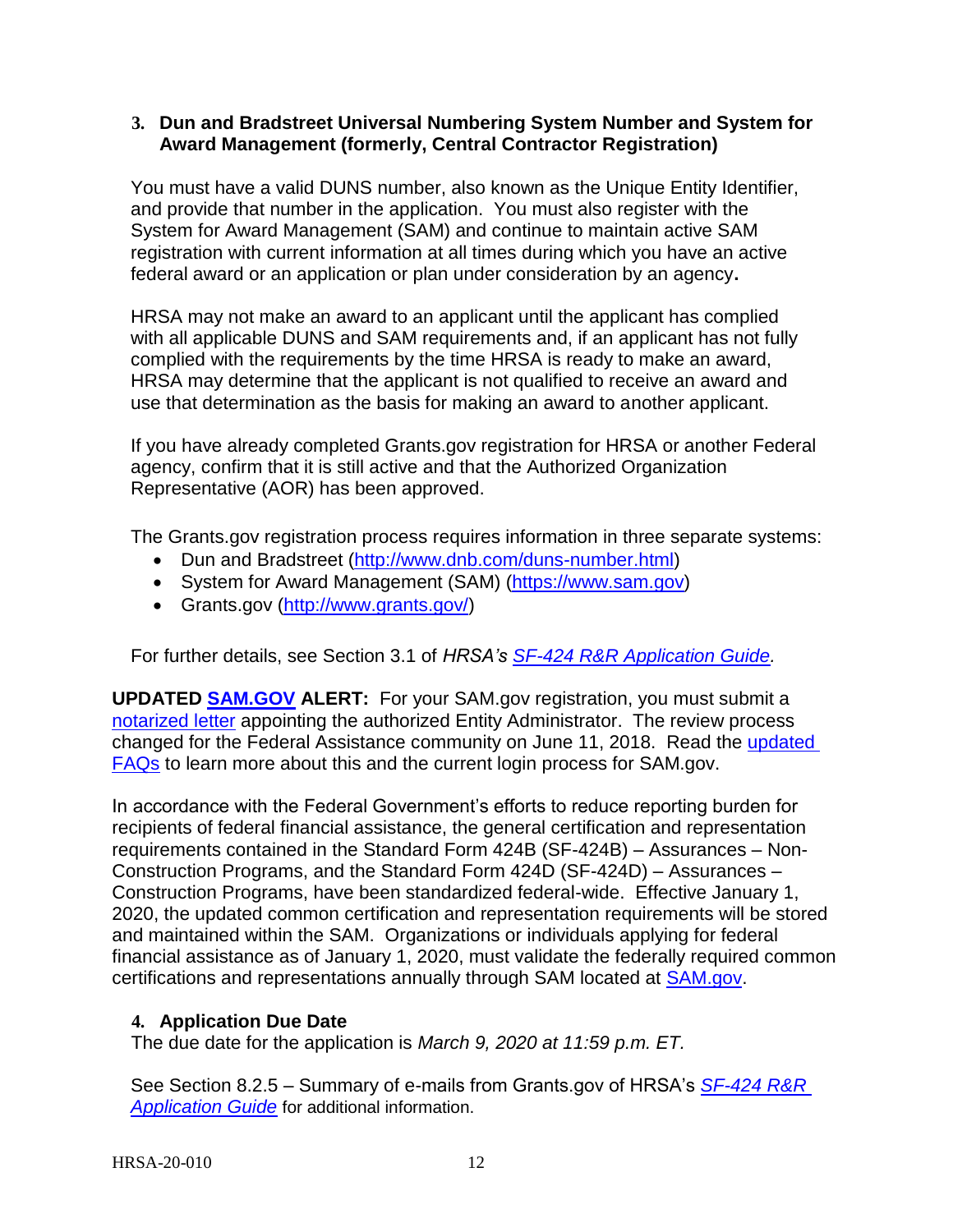### 3. Dun and Bradstreet Universal Numbering System Number and System for Award Management (formerly, Central Contractor Registration)

You must have a valid DUNS number, also known as the Unique Entity Identifier, and provide that number in the application. You must also register with the System for Award Management (SAM) and continue to maintain active SAM registration with current information at all times during which you have an active federal award or an application or plan under consideration by an agency**.**

HRSA may not make an award to an applicant until the applicant has complied with all applicable DUNS and SAM requirements and, if an applicant has not fully complied with the requirements by the time HRSA is ready to make an award, HRSA may determine that the applicant is not qualified to receive an award and use that determination as the basis for making an award to another applicant.

If you have already completed Grants.gov registration for HRSA or another Federal agency, confirm that it is still active and that the Authorized Organization Representative (AOR) has been approved.

The Grants.gov registration process requires information in three separate systems:

- Dun and Bradstreet (http://www.dnb.com/duns-number.html)
- System for Award Management (SAM) (https://www.sam.gov)
- Grants.gov (http://www.grants.gov/)

For further details, see Section 3.1 of *HRSA's SF-424 R&R Application Guide.*

**UPDATED SAM.GOV ALERT:** For your SAM.gov registration, you must submit a notarized letter appointing the authorized Entity Administrator. The review process changed for the Federal Assistance community on June 11, 2018. Read the updated FAQs to learn more about this and the current login process for SAM.gov.

In accordance with the Federal Government's efforts to reduce reporting burden for recipients of federal financial assistance, the general certification and representation requirements contained in the Standard Form 424B (SF-424B) – Assurances – Non-Construction Programs, and the Standard Form 424D (SF-424D) – Assurances – Construction Programs, have been standardized federal-wide. Effective January 1, 2020, the updated common certification and representation requirements will be stored and maintained within the SAM. Organizations or individuals applying for federal financial assistance as of January 1, 2020, must validate the federally required common certifications and representations annually through SAM located at SAM.gov.

### 4. Application Due Date

The due date for the application is *March 9, 2020 at 11:59 p.m. ET.*

See Section 8.2.5 – Summary of e-mails from Grants.gov of HRSA's *SF-424 R&R Application Guide* for additional information.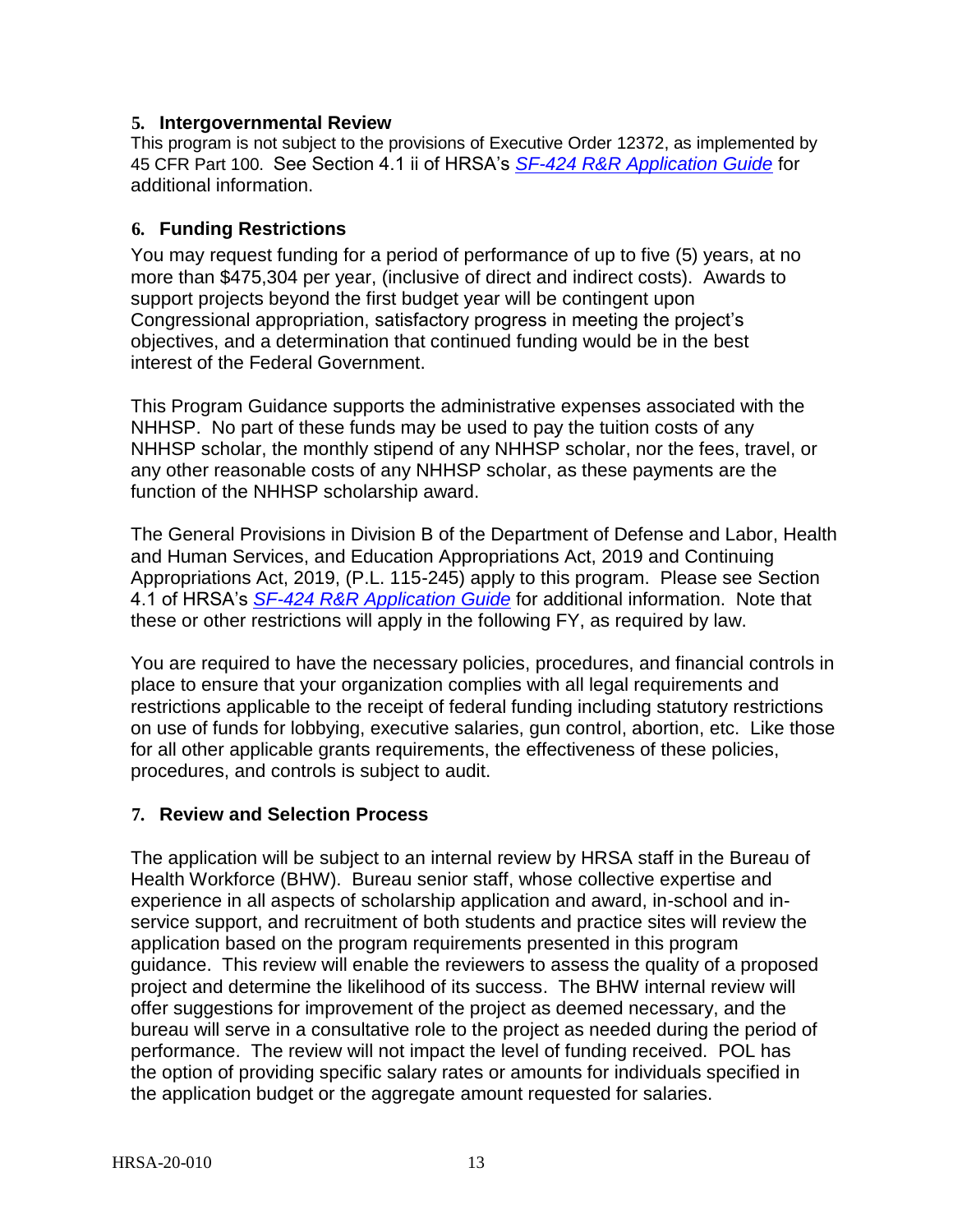### 5. Intergovernmental Review

This program is not subject to the provisions of Executive Order 12372, as implemented by 45 CFR Part 100. See Section 4.1 ii of HRSA's *SF-424 R&R Application Guide* for additional information.

### 6. Funding Restrictions

You may request funding for a period of performance of up to five (5) years, at no more than $475,304 per year, (inclusive of direct and indirect costs). Awards to support projects beyond the first budget year will be contingent upon Congressional appropriation, satisfactory progress in meeting the project's objectives, and a determination that continued funding would be in the best interest of the Federal Government.

This Program Guidance supports the administrative expenses associated with the NHHSP. No part of these funds may be used to pay the tuition costs of any NHHSP scholar, the monthly stipend of any NHHSP scholar, nor the fees, travel, or any other reasonable costs of any NHHSP scholar, as these payments are the function of the NHHSP scholarship award.

The General Provisions in Division B of the Department of Defense and Labor, Health and Human Services, and Education Appropriations Act, 2019 and Continuing Appropriations Act, 2019, (P.L. 115-245) apply to this program. Please see Section 4.1 of HRSA's *SF-424 R&R Application Guide* for additional information. Note that these or other restrictions will apply in the following FY, as required by law.

You are required to have the necessary policies, procedures, and financial controls in place to ensure that your organization complies with all legal requirements and restrictions applicable to the receipt of federal funding including statutory restrictions on use of funds for lobbying, executive salaries, gun control, abortion, etc. Like those for all other applicable grants requirements, the effectiveness of these policies, procedures, and controls is subject to audit.

### 7. Review and Selection Process

The application will be subject to an internal review by HRSA staff in the Bureau of Health Workforce (BHW). Bureau senior staff, whose collective expertise and experience in all aspects of scholarship application and award, in-school and in-service support, and recruitment of both students and practice sites will review the application based on the program requirements presented in this program guidance. This review will enable the reviewers to assess the quality of a proposed project and determine the likelihood of its success. The BHW internal review will offer suggestions for improvement of the project as deemed necessary, and the bureau will serve in a consultative role to the project as needed during the period of performance. The review will not impact the level of funding received. POL has the option of providing specific salary rates or amounts for individuals specified in the application budget or the aggregate amount requested for salaries.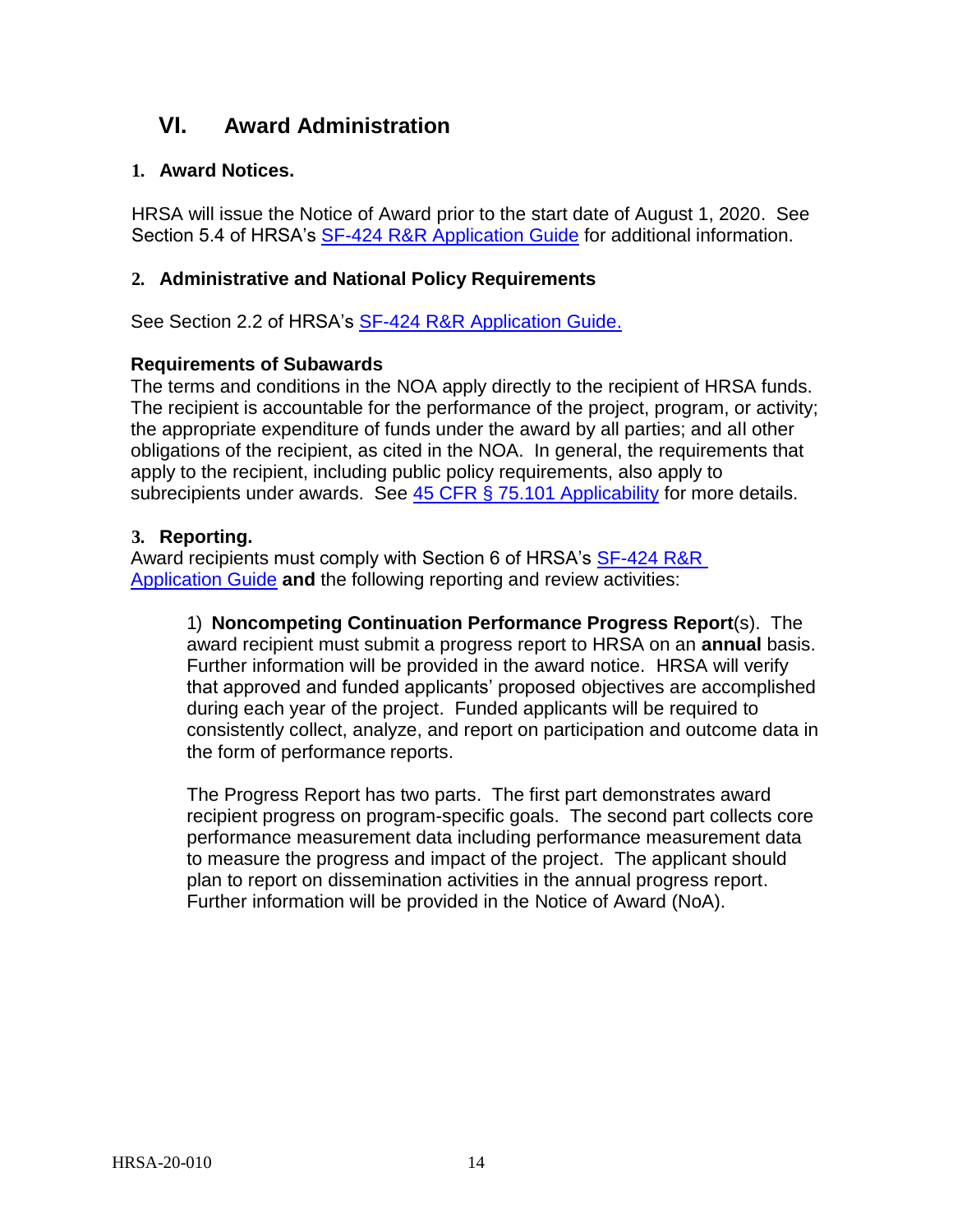## VI. Award Administration

### 1. Award Notices.

HRSA will issue the Notice of Award prior to the start date of August 1, 2020. See Section 5.4 of HRSA's SF-424 R&R Application Guide for additional information.

### 2. Administrative and National Policy Requirements

See Section 2.2 of HRSA's SF-424 R&R Application Guide.

**Requirements of Subawards**

The terms and conditions in the NOA apply directly to the recipient of HRSA funds. The recipient is accountable for the performance of the project, program, or activity; the appropriate expenditure of funds under the award by all parties; and all other obligations of the recipient, as cited in the NOA. In general, the requirements that apply to the recipient, including public policy requirements, also apply to subrecipients under awards. See 45 CFR § 75.101 Applicability for more details.

### 3. Reporting.

Award recipients must comply with Section 6 of HRSA's SF-424 R&R Application Guide **and** the following reporting and review activities:

1) **Noncompeting Continuation Performance Progress Report**(s). The award recipient must submit a progress report to HRSA on an **annual** basis. Further information will be provided in the award notice. HRSA will verify that approved and funded applicants' proposed objectives are accomplished during each year of the project. Funded applicants will be required to consistently collect, analyze, and report on participation and outcome data in the form of performance reports.

The Progress Report has two parts. The first part demonstrates award recipient progress on program-specific goals. The second part collects core performance measurement data including performance measurement data to measure the progress and impact of the project. The applicant should plan to report on dissemination activities in the annual progress report. Further information will be provided in the Notice of Award (NoA).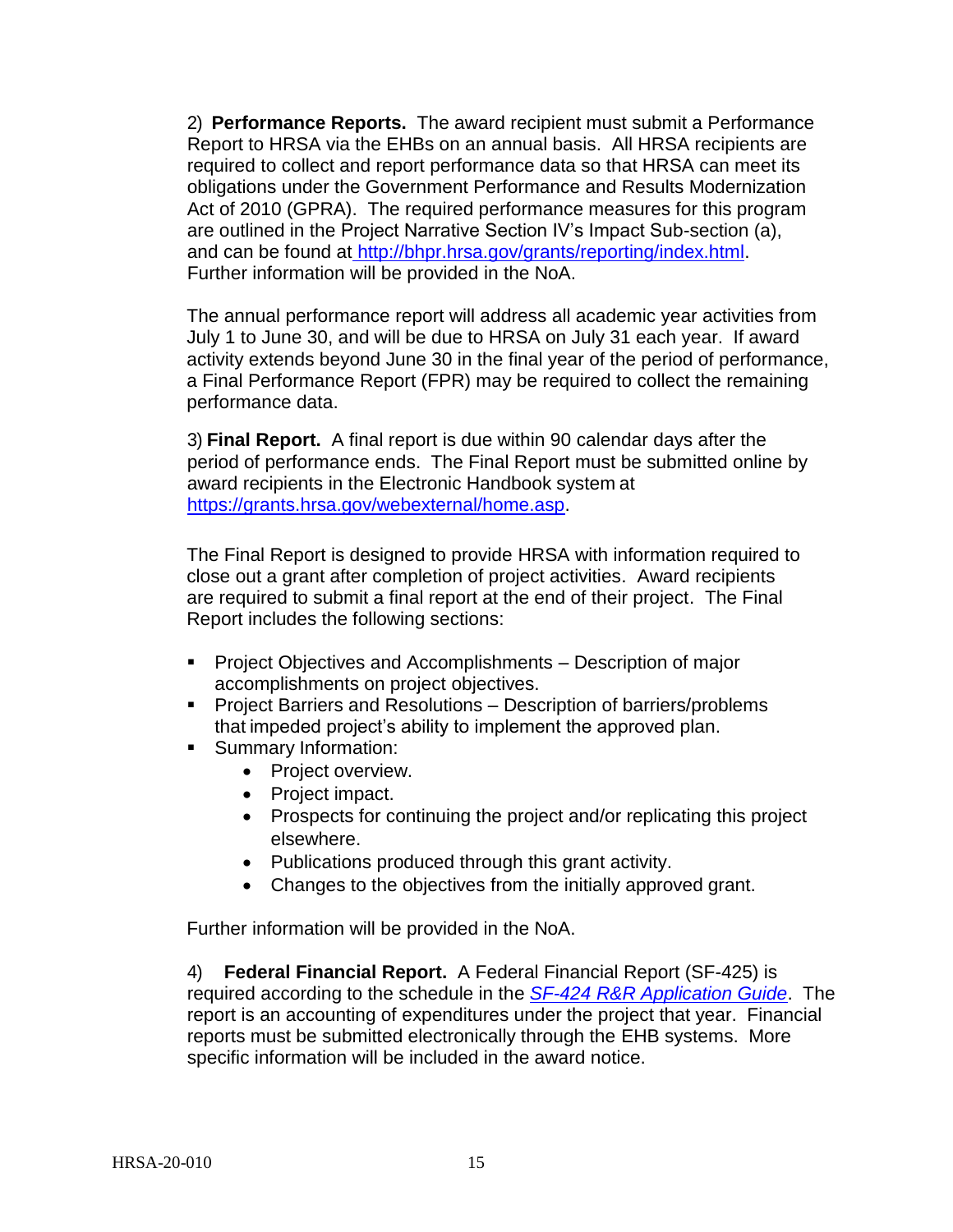2) **Performance Reports.** The award recipient must submit a Performance Report to HRSA via the EHBs on an annual basis. All HRSA recipients are required to collect and report performance data so that HRSA can meet its obligations under the Government Performance and Results Modernization Act of 2010 (GPRA). The required performance measures for this program are outlined in the Project Narrative Section IV's Impact Sub-section (a), and can be found at [http://bhpr.hrsa.gov/grants/reporting/index.html](http://bhpr.hrsa.gov/grants/reporting/index.html). Further information will be provided in the NoA.

The annual performance report will address all academic year activities from July 1 to June 30, and will be due to HRSA on July 31 each year. If award activity extends beyond June 30 in the final year of the period of performance, a Final Performance Report (FPR) may be required to collect the remaining performance data.

3) **Final Report.** A final report is due within 90 calendar days after the period of performance ends. The Final Report must be submitted online by award recipients in the Electronic Handbook system at [https://grants.hrsa.gov/webexternal/home.asp](https://grants.hrsa.gov/webexternal/home.asp).

The Final Report is designed to provide HRSA with information required to close out a grant after completion of project activities. Award recipients are required to submit a final report at the end of their project. The Final Report includes the following sections:

- Project Objectives and Accomplishments – Description of major accomplishments on project objectives.
- Project Barriers and Resolutions – Description of barriers/problems that impeded project's ability to implement the approved plan.
- Summary Information:
  - Project overview.
  - Project impact.
  - Prospects for continuing the project and/or replicating this project elsewhere.
  - Publications produced through this grant activity.
  - Changes to the objectives from the initially approved grant.

Further information will be provided in the NoA.

4) **Federal Financial Report.** A Federal Financial Report (SF-425) is required according to the schedule in the *SF-424 R&R Application Guide*. The report is an accounting of expenditures under the project that year. Financial reports must be submitted electronically through the EHB systems. More specific information will be included in the award notice.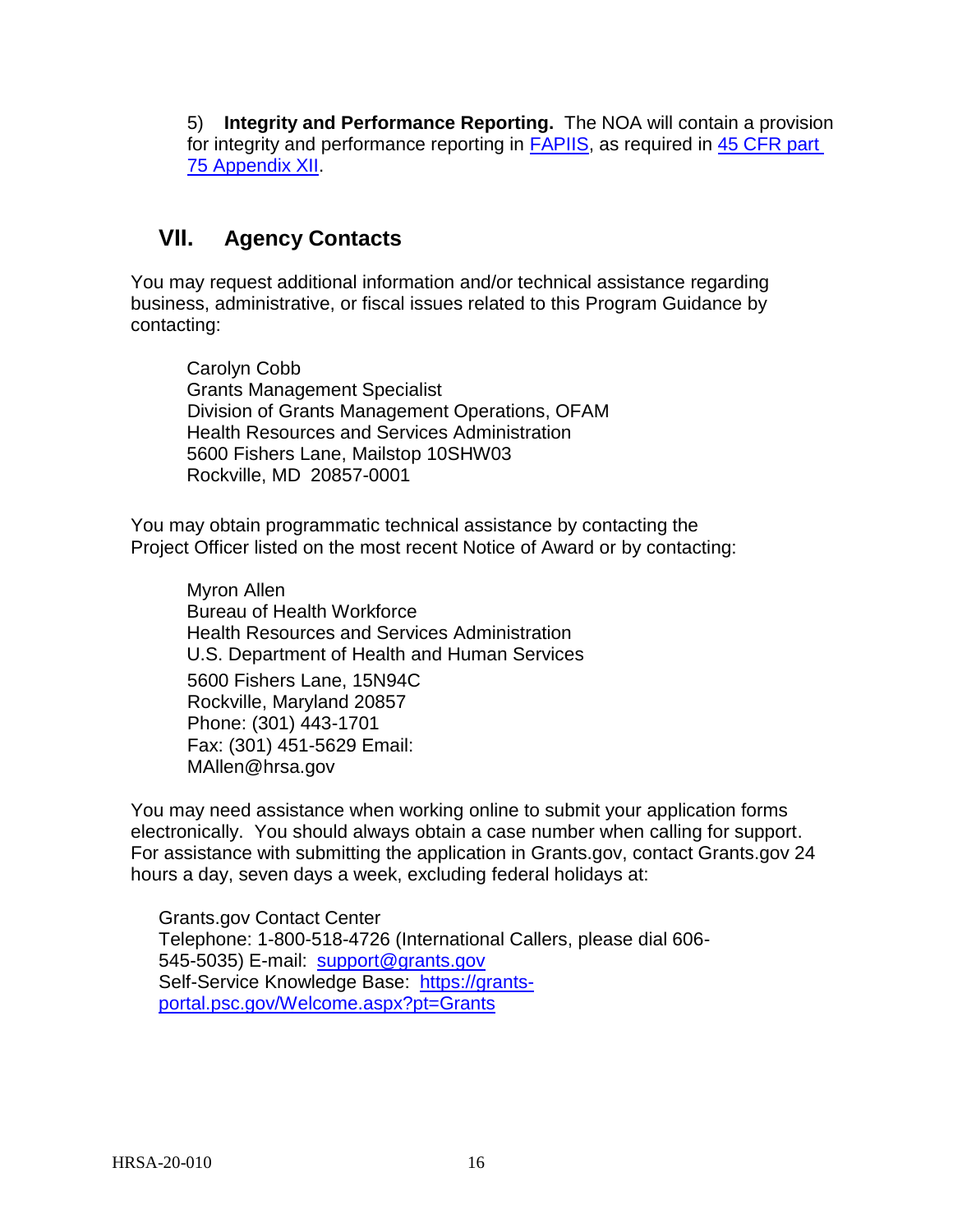5) **Integrity and Performance Reporting.** The NOA will contain a provision for integrity and performance reporting in [FAPIIS](), as required in [45 CFR part 75 Appendix XII]().

## VII. Agency Contacts

You may request additional information and/or technical assistance regarding business, administrative, or fiscal issues related to this Program Guidance by contacting:

Carolyn Cobb
Grants Management Specialist
Division of Grants Management Operations, OFAM
Health Resources and Services Administration
5600 Fishers Lane, Mailstop 10SHW03
Rockville, MD 20857-0001

You may obtain programmatic technical assistance by contacting the Project Officer listed on the most recent Notice of Award or by contacting:

Myron Allen
Bureau of Health Workforce
Health Resources and Services Administration
U.S. Department of Health and Human Services
5600 Fishers Lane, 15N94C
Rockville, Maryland 20857
Phone: (301) 443-1701
Fax: (301) 451-5629 Email:
MAllen@hrsa.gov

You may need assistance when working online to submit your application forms electronically. You should always obtain a case number when calling for support. For assistance with submitting the application in Grants.gov, contact Grants.gov 24 hours a day, seven days a week, excluding federal holidays at:

Grants.gov Contact Center
Telephone: 1-800-518-4726 (International Callers, please dial 606-545-5035) E-mail: [support@grants.gov]()
Self-Service Knowledge Base: [https://grants-portal.psc.gov/Welcome.aspx?pt=Grants]()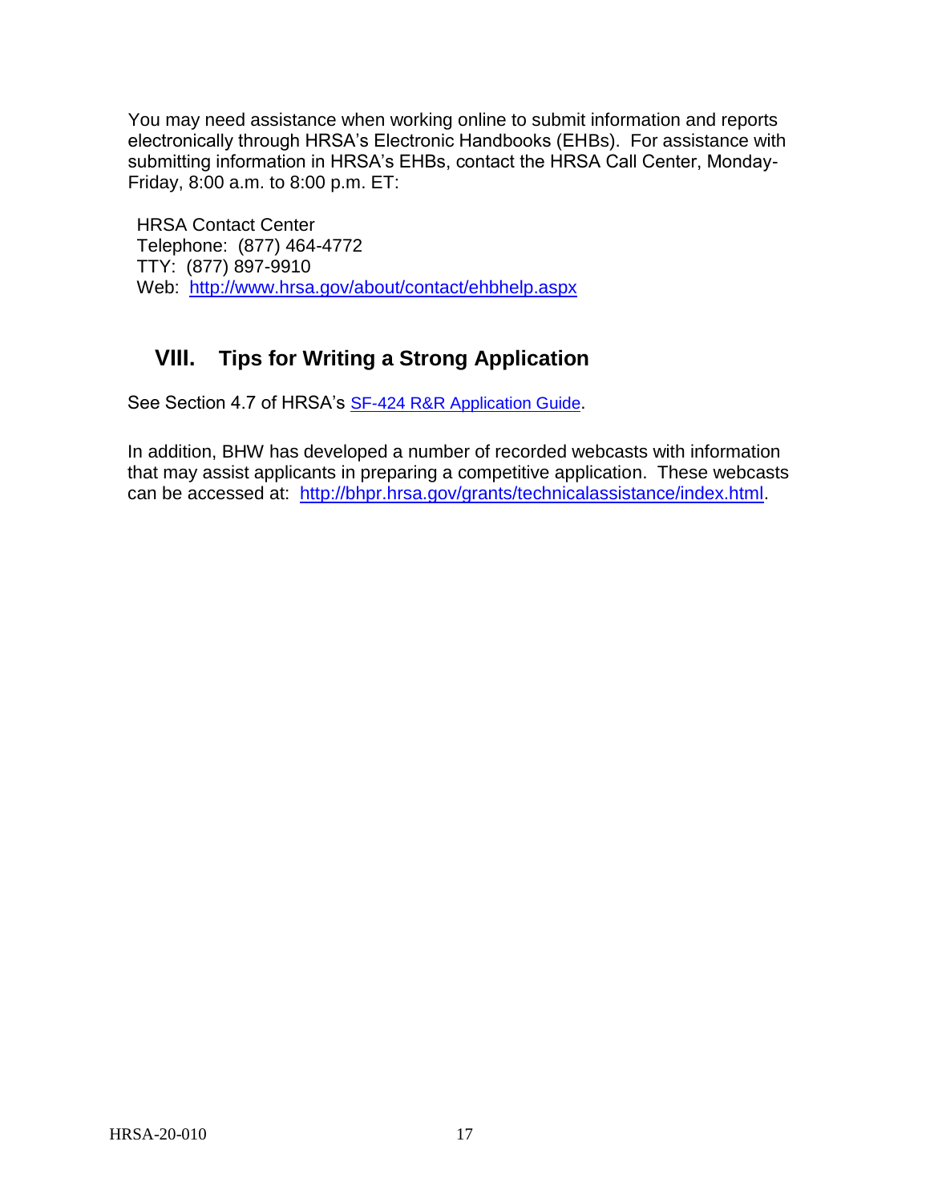You may need assistance when working online to submit information and reports electronically through HRSA's Electronic Handbooks (EHBs). For assistance with submitting information in HRSA's EHBs, contact the HRSA Call Center, Monday-Friday, 8:00 a.m. to 8:00 p.m. ET:

HRSA Contact Center
Telephone: (877) 464-4772
TTY: (877) 897-9910
Web: [http://www.hrsa.gov/about/contact/ehbhelp.aspx](http://www.hrsa.gov/about/contact/ehbhelp.aspx)

## VIII. Tips for Writing a Strong Application

See Section 4.7 of HRSA's SF-424 R&R Application Guide.

In addition, BHW has developed a number of recorded webcasts with information that may assist applicants in preparing a competitive application. These webcasts can be accessed at: [http://bhpr.hrsa.gov/grants/technicalassistance/index.html](http://bhpr.hrsa.gov/grants/technicalassistance/index.html).